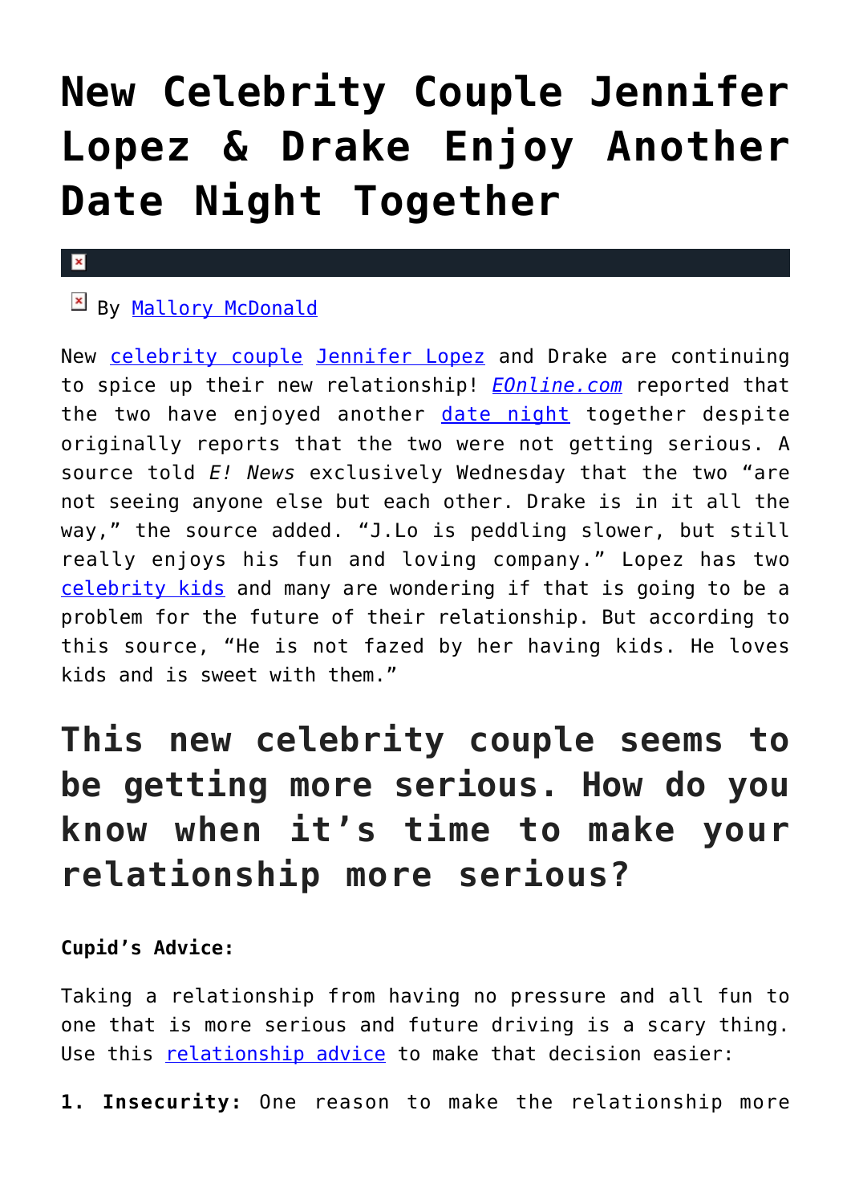# New Celebrity Couple Jennifer Lopez & Drake Enjoy Another Date Night Together

By Mallory McDonald

New celebrity couple Jennifer Lopez and Drake are continuing to spice up their new relationship! *EOnline.com* reported that the two have enjoyed another date night together despite originally reports that the two were not getting serious. A source told *E! News* exclusively Wednesday that the two "are not seeing anyone else but each other. Drake is in it all the way," the source added. "J.Lo is peddling slower, but still really enjoys his fun and loving company." Lopez has two celebrity kids and many are wondering if that is going to be a problem for the future of their relationship. But according to this source, "He is not fazed by her having kids. He loves kids and is sweet with them."

## This new celebrity couple seems to be getting more serious. How do you know when it's time to make your relationship more serious?

**Cupid's Advice:**

Taking a relationship from having no pressure and all fun to one that is more serious and future driving is a scary thing. Use this relationship advice to make that decision easier:

**1. Insecurity:** One reason to make the relationship more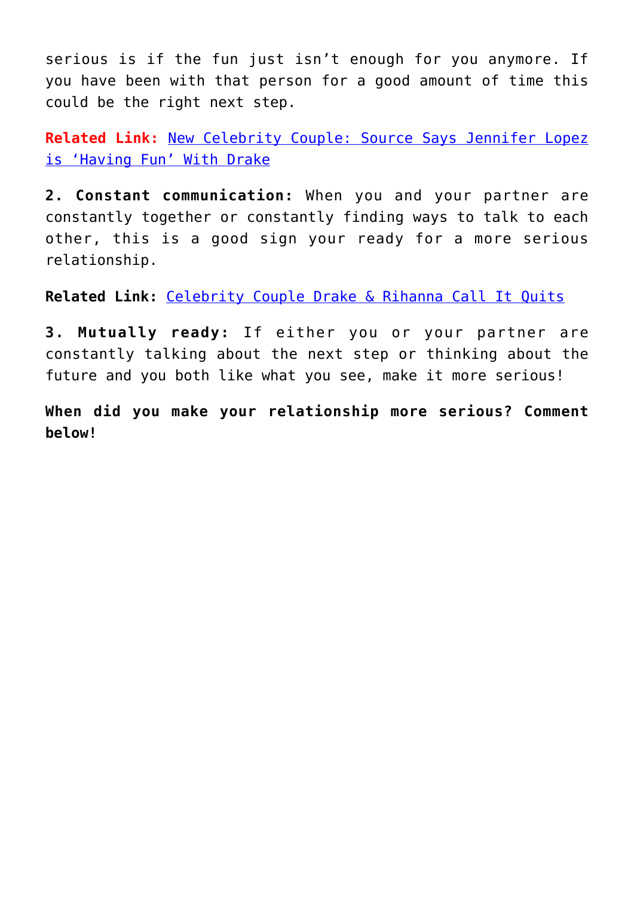serious is if the fun just isn’t enough for you anymore. If you have been with that person for a good amount of time this could be the right next step.

**Related Link:** New Celebrity Couple: Source Says Jennifer Lopez is ‘Having Fun’ With Drake

**2. Constant communication:** When you and your partner are constantly together or constantly finding ways to talk to each other, this is a good sign your ready for a more serious relationship.

**Related Link:** Celebrity Couple Drake & Rihanna Call It Quits

**3. Mutually ready:** If either you or your partner are constantly talking about the next step or thinking about the future and you both like what you see, make it more serious!

**When did you make your relationship more serious? Comment below!**